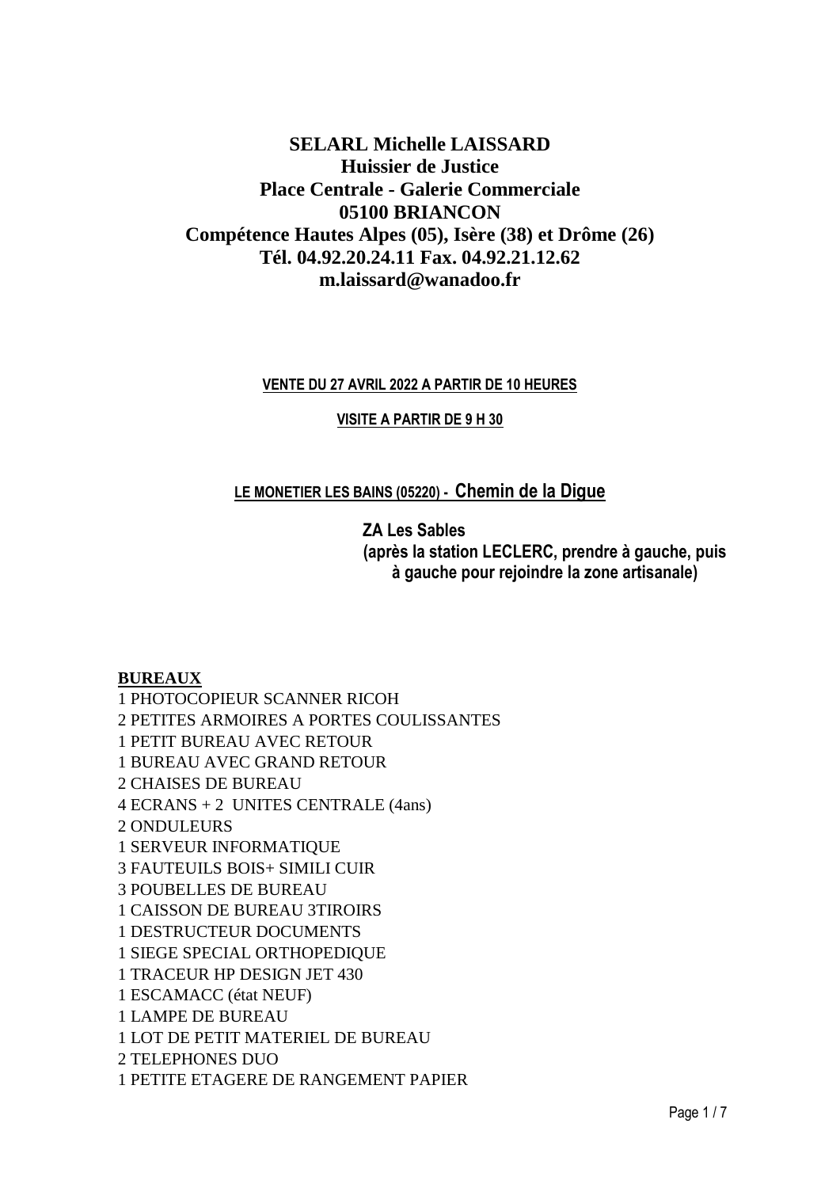**SELARL Michelle LAISSARD**
**Huissier de Justice**
**Place Centrale - Galerie Commerciale**
**05100 BRIANCON**
**Compétence Hautes Alpes (05), Isère (38) et Drôme (26)**
**Tél. 04.92.20.24.11 Fax. 04.92.21.12.62**
**m.laissard@wanadoo.fr**

**VENTE DU 27 AVRIL 2022 A PARTIR DE 10 HEURES**

**VISITE A PARTIR DE 9 H 30**

**LE MONETIER LES BAINS (05220) - Chemin de la Digue**

**ZA Les Sables**
**(après la station LECLERC, prendre à gauche, puis à gauche pour rejoindre la zone artisanale)**

**BUREAUX**

1 PHOTOCOPIEUR SCANNER RICOH
2 PETITES ARMOIRES A PORTES COULISSANTES
1 PETIT BUREAU AVEC RETOUR
1 BUREAU AVEC GRAND RETOUR
2 CHAISES DE BUREAU
4 ECRANS + 2 UNITES CENTRALE (4ans)
2 ONDULEURS
1 SERVEUR INFORMATIQUE
3 FAUTEUILS BOIS+ SIMILI CUIR
3 POUBELLES DE BUREAU
1 CAISSON DE BUREAU 3TIROIRS
1 DESTRUCTEUR DOCUMENTS
1 SIEGE SPECIAL ORTHOPEDIQUE
1 TRACEUR HP DESIGN JET 430
1 ESCAMACC (état NEUF)
1 LAMPE DE BUREAU
1 LOT DE PETIT MATERIEL DE BUREAU
2 TELEPHONES DUO
1 PETITE ETAGERE DE RANGEMENT PAPIER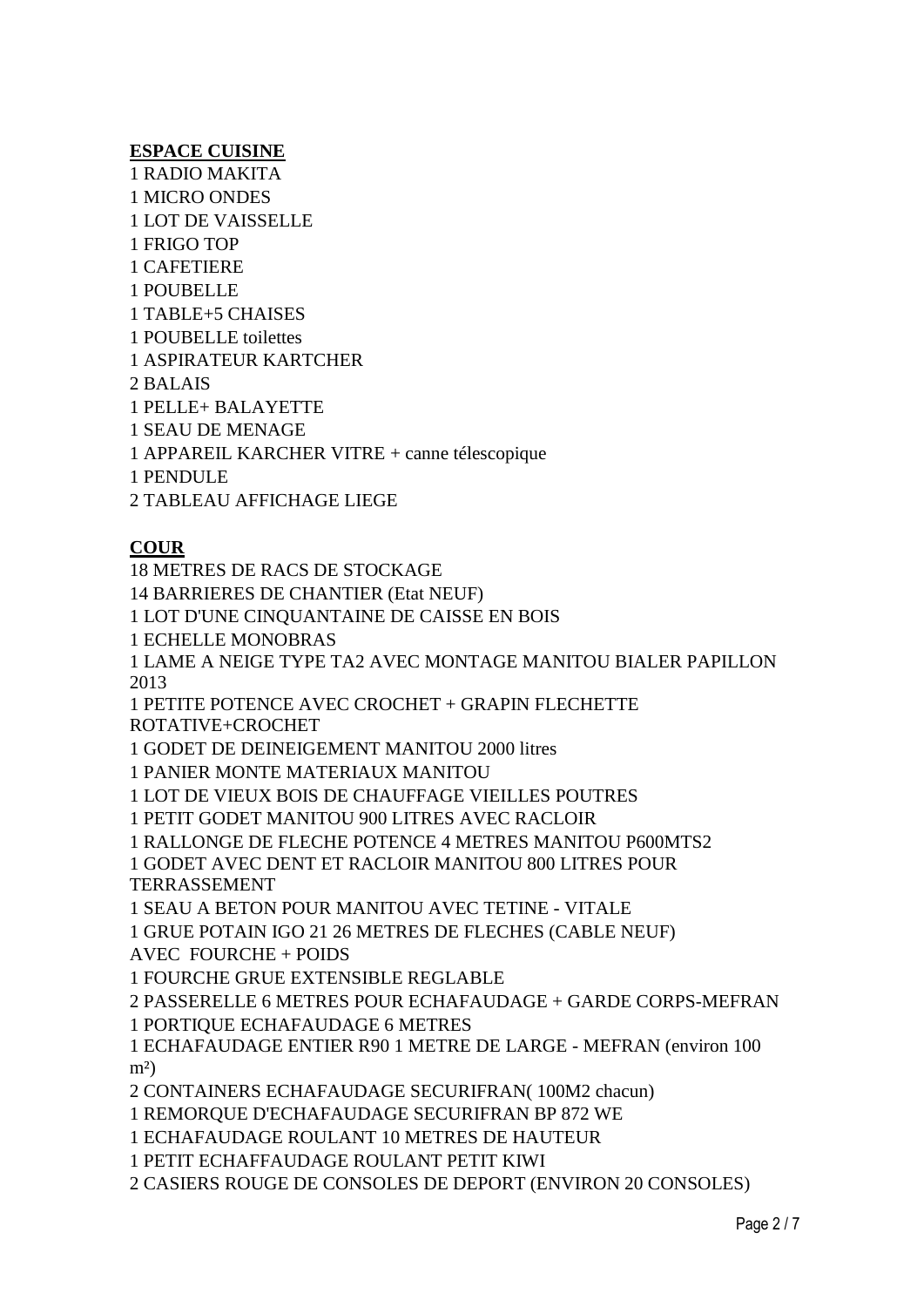**ESPACE CUISINE**

1 RADIO MAKITA
1 MICRO ONDES
1 LOT DE VAISSELLE
1 FRIGO TOP
1 CAFETIERE
1 POUBELLE
1 TABLE+5 CHAISES
1 POUBELLE toilettes
1 ASPIRATEUR KARTCHER
2 BALAIS
1 PELLE+ BALAYETTE
1 SEAU DE MENAGE
1 APPAREIL KARCHER VITRE + canne télescopique
1 PENDULE
2 TABLEAU AFFICHAGE LIEGE

**COUR**

18 METRES DE RACS DE STOCKAGE
14 BARRIERES DE CHANTIER (Etat NEUF)
1 LOT D'UNE CINQUANTAINE DE CAISSE EN BOIS
1 ECHELLE MONOBRAS
1 LAME A NEIGE TYPE TA2 AVEC MONTAGE MANITOU BIALER PAPILLON 2013
1 PETITE POTENCE AVEC CROCHET + GRAPIN FLECHETTE ROTATIVE+CROCHET
1 GODET DE DEINEIGEMENT MANITOU 2000 litres
1 PANIER MONTE MATERIAUX MANITOU
1 LOT DE VIEUX BOIS DE CHAUFFAGE VIEILLES POUTRES
1 PETIT GODET MANITOU 900 LITRES AVEC RACLOIR
1 RALLONGE DE FLECHE POTENCE 4 METRES MANITOU P600MTS2
1 GODET AVEC DENT ET RACLOIR MANITOU 800 LITRES POUR TERRASSEMENT
1 SEAU A BETON POUR MANITOU AVEC TETINE - VITALE
1 GRUE POTAIN IGO 21 26 METRES DE FLECHES (CABLE NEUF) AVEC FOURCHE + POIDS
1 FOURCHE GRUE EXTENSIBLE REGLABLE
2 PASSERELLE 6 METRES POUR ECHAFAUDAGE + GARDE CORPS-MEFRAN
1 PORTIQUE ECHAFAUDAGE 6 METRES
1 ECHAFAUDAGE ENTIER R90 1 METRE DE LARGE - MEFRAN (environ 100 m²)
2 CONTAINERS ECHAFAUDAGE SECURIFRAN( 100M2 chacun)
1 REMORQUE D'ECHAFAUDAGE SECURIFRAN BP 872 WE
1 ECHAFAUDAGE ROULANT 10 METRES DE HAUTEUR
1 PETIT ECHAFFAUDAGE ROULANT PETIT KIWI
2 CASIERS ROUGE DE CONSOLES DE DEPORT (ENVIRON 20 CONSOLES)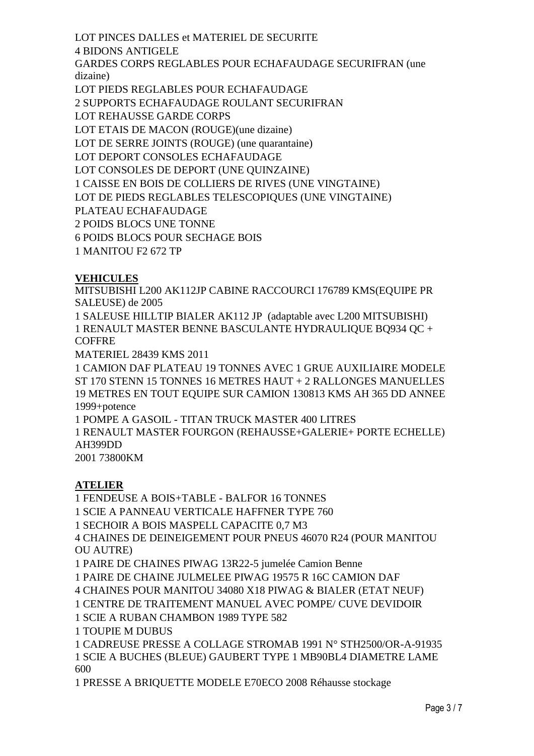LOT PINCES DALLES et MATERIEL DE SECURITE

4 BIDONS ANTIGELE

GARDES CORPS REGLABLES POUR ECHAFAUDAGE SECURIFRAN (une dizaine)

LOT PIEDS REGLABLES POUR ECHAFAUDAGE

2 SUPPORTS ECHAFAUDAGE ROULANT SECURIFRAN

LOT REHAUSSE GARDE CORPS

LOT ETAIS DE MACON (ROUGE)(une dizaine)

LOT DE SERRE JOINTS (ROUGE) (une quarantaine)

LOT DEPORT CONSOLES ECHAFAUDAGE

LOT CONSOLES DE DEPORT (UNE QUINZAINE)

1 CAISSE EN BOIS DE COLLIERS DE RIVES (UNE VINGTAINE)

LOT DE PIEDS REGLABLES TELESCOPIQUES (UNE VINGTAINE)

PLATEAU ECHAFAUDAGE

2 POIDS BLOCS UNE TONNE

6 POIDS BLOCS POUR SECHAGE BOIS

1 MANITOU F2 672 TP

## VEHICULES

MITSUBISHI L200 AK112JP CABINE RACCOURCI 176789 KMS(EQUIPE PR SALEUSE) de 2005

1 SALEUSE HILLTIP BIALER AK112 JP (adaptable avec L200 MITSUBISHI)

1 RENAULT MASTER BENNE BASCULANTE HYDRAULIQUE BQ934 QC + COFFRE

MATERIEL 28439 KMS 2011

1 CAMION DAF PLATEAU 19 TONNES AVEC 1 GRUE AUXILIAIRE MODELE ST 170 STENN 15 TONNES 16 METRES HAUT + 2 RALLONGES MANUELLES 19 METRES EN TOUT EQUIPE SUR CAMION 130813 KMS AH 365 DD ANNEE 1999+potence

1 POMPE A GASOIL - TITAN TRUCK MASTER 400 LITRES

1 RENAULT MASTER FOURGON (REHAUSSE+GALERIE+ PORTE ECHELLE) AH399DD

2001 73800KM

## ATELIER

1 FENDEUSE A BOIS+TABLE - BALFOR 16 TONNES

1 SCIE A PANNEAU VERTICALE HAFFNER TYPE 760

1 SECHOIR A BOIS MASPELL CAPACITE 0,7 M3

4 CHAINES DE DEINEIGEMENT POUR PNEUS 46070 R24 (POUR MANITOU OU AUTRE)

1 PAIRE DE CHAINES PIWAG 13R22-5 jumelée Camion Benne

1 PAIRE DE CHAINE JULMELEE PIWAG 19575 R 16C CAMION DAF

4 CHAINES POUR MANITOU 34080 X18 PIWAG & BIALER (ETAT NEUF)

1 CENTRE DE TRAITEMENT MANUEL AVEC POMPE/ CUVE DEVIDOIR

1 SCIE A RUBAN CHAMBON 1989 TYPE 582

1 TOUPIE M DUBUS

1 CADREUSE PRESSE A COLLAGE STROMAB 1991 N° STH2500/OR-A-91935

1 SCIE A BUCHES (BLEUE) GAUBERT TYPE 1 MB90BL4 DIAMETRE LAME 600

1 PRESSE A BRIQUETTE MODELE E70ECO 2008 Réhausse stockage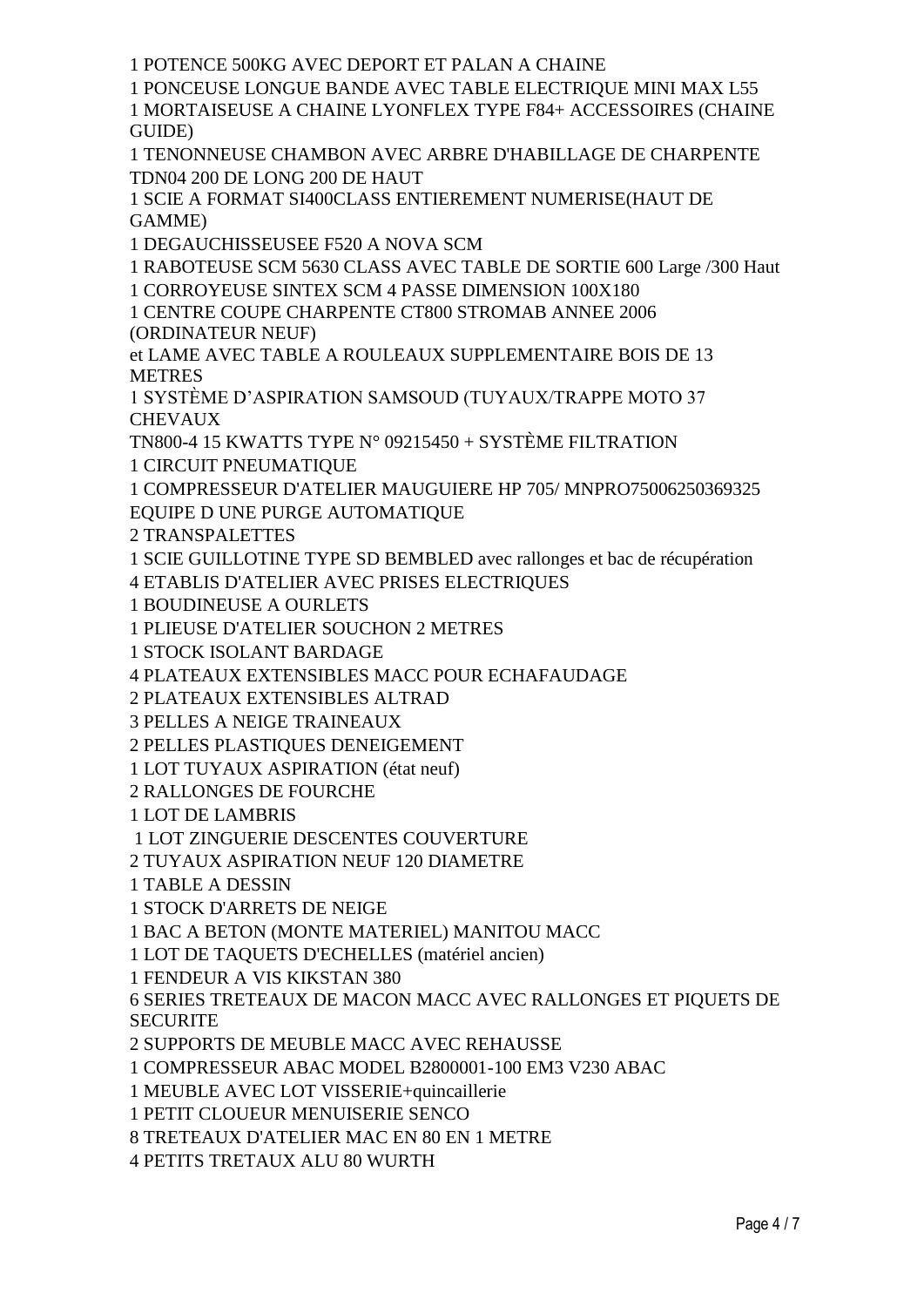1 POTENCE 500KG AVEC DEPORT ET PALAN A CHAINE

1 PONCEUSE LONGUE BANDE AVEC TABLE ELECTRIQUE MINI MAX L55

1 MORTAISEUSE A CHAINE LYONFLEX TYPE F84+ ACCESSOIRES (CHAINE GUIDE)

1 TENONNEUSE CHAMBON AVEC ARBRE D'HABILLAGE DE CHARPENTE TDN04 200 DE LONG 200 DE HAUT

1 SCIE A FORMAT SI400CLASS ENTIEREMENT NUMERISE(HAUT DE GAMME)

1 DEGAUCHISSEUSEE F520 A NOVA SCM

1 RABOTEUSE SCM 5630 CLASS AVEC TABLE DE SORTIE 600 Large /300 Haut

1 CORROYEUSE SINTEX SCM 4 PASSE DIMENSION 100X180

1 CENTRE COUPE CHARPENTE CT800 STROMAB ANNEE 2006 (ORDINATEUR NEUF)

et LAME AVEC TABLE A ROULEAUX SUPPLEMENTAIRE BOIS DE 13 METRES

1 SYSTÈME D'ASPIRATION SAMSOUD (TUYAUX/TRAPPE MOTO 37 CHEVAUX

TN800-4 15 KWATTS TYPE N° 09215450 + SYSTÈME FILTRATION

1 CIRCUIT PNEUMATIQUE

1 COMPRESSEUR D'ATELIER MAUGUIERE HP 705/ MNPRO75006250369325 EQUIPE D UNE PURGE AUTOMATIQUE

2 TRANSPALETTES

1 SCIE GUILLOTINE TYPE SD BEMBLED avec rallonges et bac de récupération

4 ETABLIS D'ATELIER AVEC PRISES ELECTRIQUES

1 BOUDINEUSE A OURLETS

1 PLIEUSE D'ATELIER SOUCHON 2 METRES

1 STOCK ISOLANT BARDAGE

4 PLATEAUX EXTENSIBLES MACC POUR ECHAFAUDAGE

2 PLATEAUX EXTENSIBLES ALTRAD

3 PELLES A NEIGE TRAINEAUX

2 PELLES PLASTIQUES DENEIGEMENT

1 LOT TUYAUX ASPIRATION (état neuf)

2 RALLONGES DE FOURCHE

1 LOT DE LAMBRIS

1 LOT ZINGUERIE DESCENTES COUVERTURE

2 TUYAUX ASPIRATION NEUF 120 DIAMETRE

1 TABLE A DESSIN

1 STOCK D'ARRETS DE NEIGE

1 BAC A BETON (MONTE MATERIEL) MANITOU MACC

1 LOT DE TAQUETS D'ECHELLES (matériel ancien)

1 FENDEUR A VIS KIKSTAN 380

6 SERIES TRETEAUX DE MACON MACC AVEC RALLONGES ET PIQUETS DE SECURITE

2 SUPPORTS DE MEUBLE MACC AVEC REHAUSSE

1 COMPRESSEUR ABAC MODEL B2800001-100 EM3 V230 ABAC

1 MEUBLE AVEC LOT VISSERIE+quincaillerie

1 PETIT CLOUEUR MENUISERIE SENCO

8 TRETEAUX D'ATELIER MAC EN 80 EN 1 METRE

4 PETITS TRETAUX ALU 80 WURTH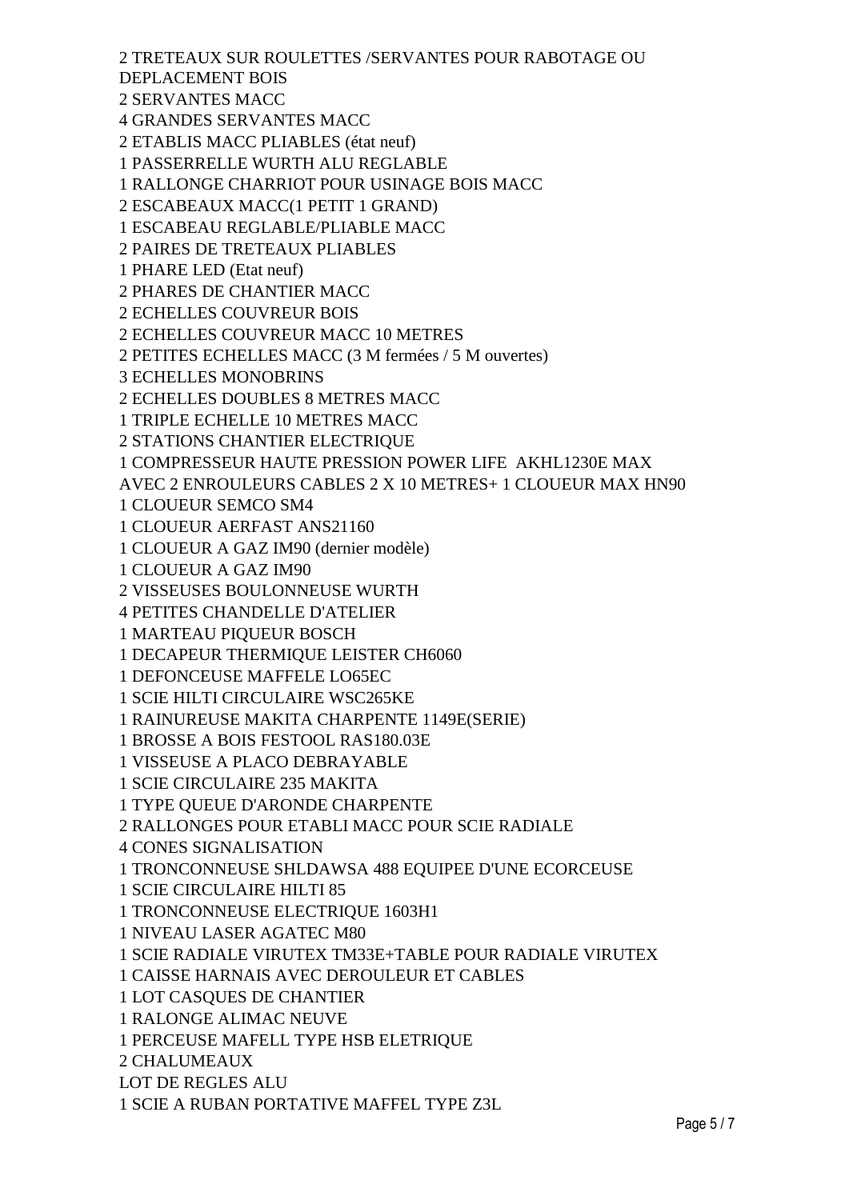2 TRETEAUX SUR ROULETTES /SERVANTES POUR RABOTAGE OU DEPLACEMENT BOIS

2 SERVANTES MACC

4 GRANDES SERVANTES MACC

2 ETABLIS MACC PLIABLES (état neuf)

1 PASSERRELLE WURTH ALU REGLABLE

1 RALLONGE CHARRIOT POUR USINAGE BOIS MACC

2 ESCABEAUX MACC(1 PETIT 1 GRAND)

1 ESCABEAU REGLABLE/PLIABLE MACC

2 PAIRES DE TRETEAUX PLIABLES

1 PHARE LED (Etat neuf)

2 PHARES DE CHANTIER MACC

2 ECHELLES COUVREUR BOIS

2 ECHELLES COUVREUR MACC 10 METRES

2 PETITES ECHELLES MACC (3 M fermées / 5 M ouvertes)

3 ECHELLES MONOBRINS

2 ECHELLES DOUBLES 8 METRES MACC

1 TRIPLE ECHELLE 10 METRES MACC

2 STATIONS CHANTIER ELECTRIQUE

1 COMPRESSEUR HAUTE PRESSION POWER LIFE AKHL1230E MAX AVEC 2 ENROULEURS CABLES 2 X 10 METRES+ 1 CLOUEUR MAX HN90

1 CLOUEUR SEMCO SM4

1 CLOUEUR AERFAST ANS21160

1 CLOUEUR A GAZ IM90 (dernier modèle)

1 CLOUEUR A GAZ IM90

2 VISSEUSES BOULONNEUSE WURTH

4 PETITES CHANDELLE D'ATELIER

1 MARTEAU PIQUEUR BOSCH

1 DECAPEUR THERMIQUE LEISTER CH6060

1 DEFONCEUSE MAFFELE LO65EC

1 SCIE HILTI CIRCULAIRE WSC265KE

1 RAINUREUSE MAKITA CHARPENTE 1149E(SERIE)

1 BROSSE A BOIS FESTOOL RAS180.03E

1 VISSEUSE A PLACO DEBRAYABLE

1 SCIE CIRCULAIRE 235 MAKITA

1 TYPE QUEUE D'ARONDE CHARPENTE

2 RALLONGES POUR ETABLI MACC POUR SCIE RADIALE

4 CONES SIGNALISATION

1 TRONCONNEUSE SHLDAWSA 488 EQUIPEE D'UNE ECORCEUSE

1 SCIE CIRCULAIRE HILTI 85

1 TRONCONNEUSE ELECTRIQUE 1603H1

1 NIVEAU LASER AGATEC M80

1 SCIE RADIALE VIRUTEX TM33E+TABLE POUR RADIALE VIRUTEX

1 CAISSE HARNAIS AVEC DEROULEUR ET CABLES

1 LOT CASQUES DE CHANTIER

1 RALONGE ALIMAC NEUVE

1 PERCEUSE MAFELL TYPE HSB ELETRIQUE

2 CHALUMEAUX

LOT DE REGLES ALU

1 SCIE A RUBAN PORTATIVE MAFFEL TYPE Z3L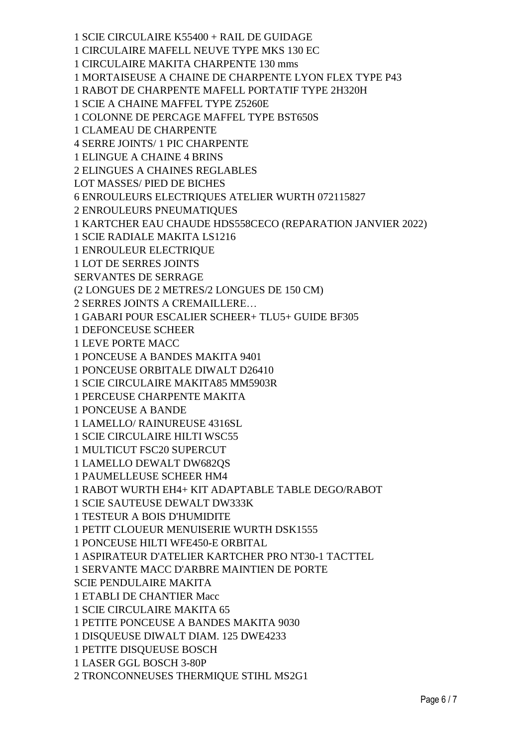1 SCIE CIRCULAIRE K55400 + RAIL DE GUIDAGE

1 CIRCULAIRE MAFELL NEUVE TYPE MKS 130 EC

1 CIRCULAIRE MAKITA CHARPENTE 130 mms

1 MORTAISEUSE A CHAINE DE CHARPENTE LYON FLEX TYPE P43

1 RABOT DE CHARPENTE MAFELL PORTATIF TYPE 2H320H

1 SCIE A CHAINE MAFFEL TYPE Z5260E

1 COLONNE DE PERCAGE MAFFEL TYPE BST650S

1 CLAMEAU DE CHARPENTE

4 SERRE JOINTS/ 1 PIC CHARPENTE

1 ELINGUE A CHAINE 4 BRINS

2 ELINGUES A CHAINES REGLABLES

LOT MASSES/ PIED DE BICHES

6 ENROULEURS ELECTRIQUES ATELIER WURTH 072115827

2 ENROULEURS PNEUMATIQUES

1 KARTCHER EAU CHAUDE HDS558CECO (REPARATION JANVIER 2022)

1 SCIE RADIALE MAKITA LS1216

1 ENROULEUR ELECTRIQUE

1 LOT DE SERRES JOINTS

SERVANTES DE SERRAGE

(2 LONGUES DE 2 METRES/2 LONGUES DE 150 CM)

2 SERRES JOINTS A CREMAILLERE…

1 GABARI POUR ESCALIER SCHEER+ TLU5+ GUIDE BF305

1 DEFONCEUSE SCHEER

1 LEVE PORTE MACC

1 PONCEUSE A BANDES MAKITA 9401

1 PONCEUSE ORBITALE DIWALT D26410

1 SCIE CIRCULAIRE MAKITA85 MM5903R

1 PERCEUSE CHARPENTE MAKITA

1 PONCEUSE A BANDE

1 LAMELLO/ RAINUREUSE 4316SL

1 SCIE CIRCULAIRE HILTI WSC55

1 MULTICUT FSC20 SUPERCUT

1 LAMELLO DEWALT DW682QS

1 PAUMELLEUSE SCHEER HM4

1 RABOT WURTH EH4+ KIT ADAPTABLE TABLE DEGO/RABOT

1 SCIE SAUTEUSE DEWALT DW333K

1 TESTEUR A BOIS D'HUMIDITE

1 PETIT CLOUEUR MENUISERIE WURTH DSK1555

1 PONCEUSE HILTI WFE450-E ORBITAL

1 ASPIRATEUR D'ATELIER KARTCHER PRO NT30-1 TACTTEL

1 SERVANTE MACC D'ARBRE MAINTIEN DE PORTE

SCIE PENDULAIRE MAKITA

1 ETABLI DE CHANTIER Macc

1 SCIE CIRCULAIRE MAKITA 65

1 PETITE PONCEUSE A BANDES MAKITA 9030

1 DISQUEUSE DIWALT DIAM. 125 DWE4233

1 PETITE DISQUEUSE BOSCH

1 LASER GGL BOSCH 3-80P

2 TRONCONNEUSES THERMIQUE STIHL MS2G1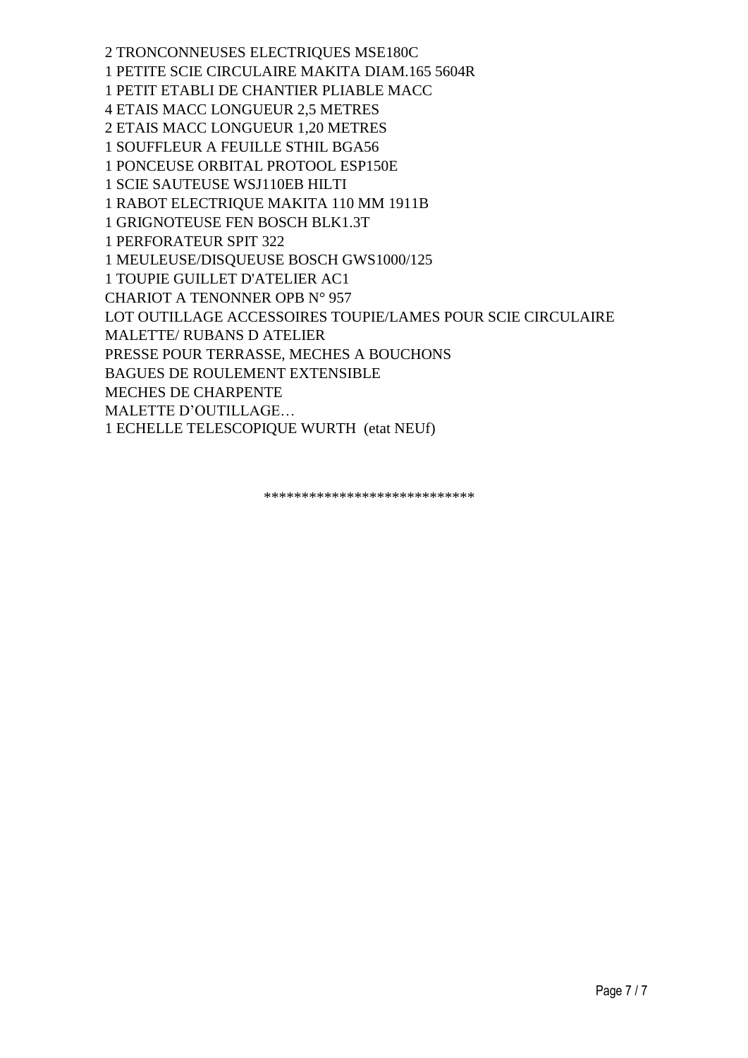2 TRONCONNEUSES ELECTRIQUES MSE180C
1 PETITE SCIE CIRCULAIRE MAKITA DIAM.165 5604R
1 PETIT ETABLI DE CHANTIER PLIABLE MACC
4 ETAIS MACC LONGUEUR 2,5 METRES
2 ETAIS MACC LONGUEUR 1,20 METRES
1 SOUFFLEUR A FEUILLE STHIL BGA56
1 PONCEUSE ORBITAL PROTOOL ESP150E
1 SCIE SAUTEUSE WSJ110EB HILTI
1 RABOT ELECTRIQUE MAKITA 110 MM 1911B
1 GRIGNOTEUSE FEN BOSCH BLK1.3T
1 PERFORATEUR SPIT 322
1 MEULEUSE/DISQUEUSE BOSCH GWS1000/125
1 TOUPIE GUILLET D'ATELIER AC1
CHARIOT A TENONNER OPB N° 957
LOT OUTILLAGE ACCESSOIRES TOUPIE/LAMES POUR SCIE CIRCULAIRE
MALETTE/ RUBANS D ATELIER
PRESSE POUR TERRASSE, MECHES A BOUCHONS
BAGUES DE ROULEMENT EXTENSIBLE
MECHES DE CHARPENTE
MALETTE D'OUTILLAGE…
1 ECHELLE TELESCOPIQUE WURTH (etat NEUf)

***************************